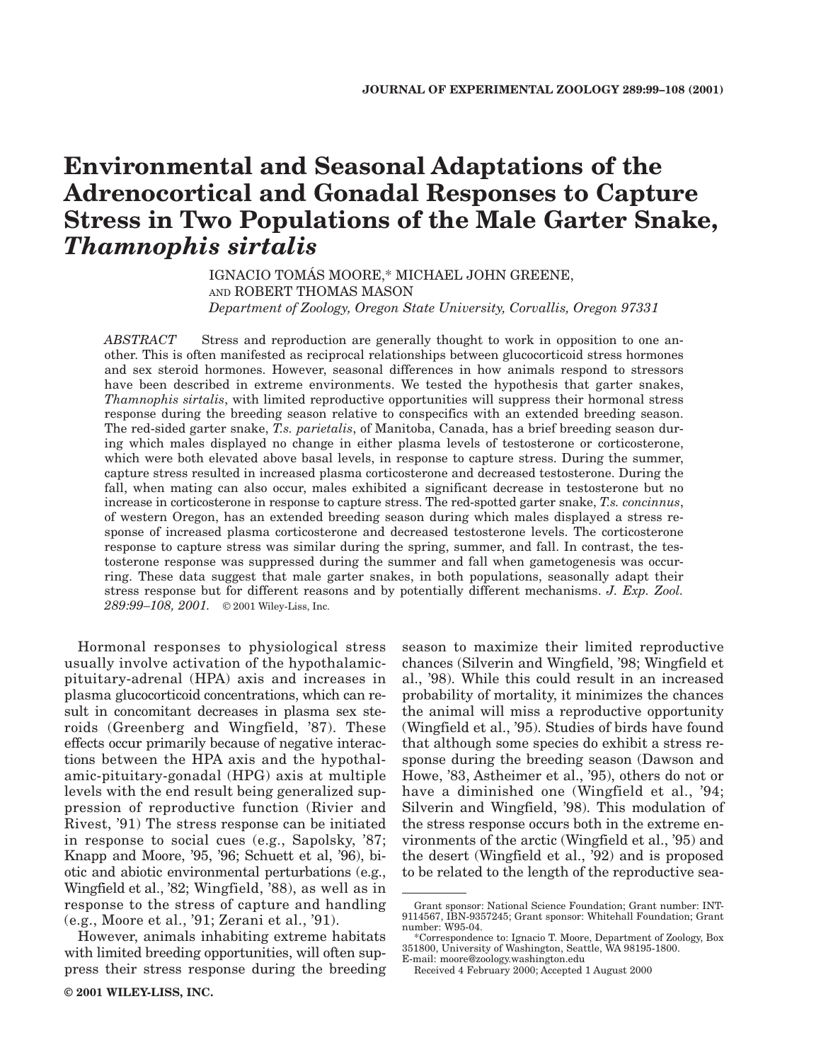# Environmental and Seasonal Adaptations of the Adrenocortical and Gonadal Responses to Capture Stress in Two Populations of the Male Garter Snake, *Thamnophis sirtalis*

IGNACIO TOMÁS MOORE,* MICHAEL JOHN GREENE, AND ROBERT THOMAS MASON

*Department of Zoology, Oregon State University, Corvallis, Oregon 97331*

*ABSTRACT* Stress and reproduction are generally thought to work in opposition to one another. This is often manifested as reciprocal relationships between glucocorticoid stress hormones and sex steroid hormones. However, seasonal differences in how animals respond to stressors have been described in extreme environments. We tested the hypothesis that garter snakes, *Thamnophis sirtalis*, with limited reproductive opportunities will suppress their hormonal stress response during the breeding season relative to conspecifics with an extended breeding season. The red-sided garter snake, *T.s. parietalis*, of Manitoba, Canada, has a brief breeding season during which males displayed no change in either plasma levels of testosterone or corticosterone, which were both elevated above basal levels, in response to capture stress. During the summer, capture stress resulted in increased plasma corticosterone and decreased testosterone. During the fall, when mating can also occur, males exhibited a significant decrease in testosterone but no increase in corticosterone in response to capture stress. The red-spotted garter snake, *T.s. concinnus*, of western Oregon, has an extended breeding season during which males displayed a stress response of increased plasma corticosterone and decreased testosterone levels. The corticosterone response to capture stress was similar during the spring, summer, and fall. In contrast, the testosterone response was suppressed during the summer and fall when gametogenesis was occurring. These data suggest that male garter snakes, in both populations, seasonally adapt their stress response but for different reasons and by potentially different mechanisms. *J. Exp. Zool. 289:99–108, 2001.* © 2001 Wiley-Liss, Inc.

Hormonal responses to physiological stress usually involve activation of the hypothalamic-pituitary-adrenal (HPA) axis and increases in plasma glucocorticoid concentrations, which can result in concomitant decreases in plasma sex steroids (Greenberg and Wingfield, '87). These effects occur primarily because of negative interactions between the HPA axis and the hypothalamic-pituitary-gonadal (HPG) axis at multiple levels with the end result being generalized suppression of reproductive function (Rivier and Rivest, '91) The stress response can be initiated in response to social cues (e.g., Sapolsky, '87; Knapp and Moore, '95, '96; Schuett et al, '96), biotic and abiotic environmental perturbations (e.g., Wingfield et al., '82; Wingfield, '88), as well as in response to the stress of capture and handling (e.g., Moore et al., '91; Zerani et al., '91).

However, animals inhabiting extreme habitats with limited breeding opportunities, will often suppress their stress response during the breeding season to maximize their limited reproductive chances (Silverin and Wingfield, '98; Wingfield et al., '98). While this could result in an increased probability of mortality, it minimizes the chances the animal will miss a reproductive opportunity (Wingfield et al., '95). Studies of birds have found that although some species do exhibit a stress response during the breeding season (Dawson and Howe, '83, Astheimer et al., '95), others do not or have a diminished one (Wingfield et al., '94; Silverin and Wingfield, '98). This modulation of the stress response occurs both in the extreme environments of the arctic (Wingfield et al., '95) and the desert (Wingfield et al., '92) and is proposed to be related to the length of the reproductive sea-

Grant sponsor: National Science Foundation; Grant number: INT-9114567, IBN-9357245; Grant sponsor: Whitehall Foundation; Grant number: W95-04.

*Correspondence to: Ignacio T. Moore, Department of Zoology, Box 351800, University of Washington, Seattle, WA 98195-1800. E-mail: moore@zoology.washington.edu

Received 4 February 2000; Accepted 1 August 2000

© 2001 WILEY-LISS, INC.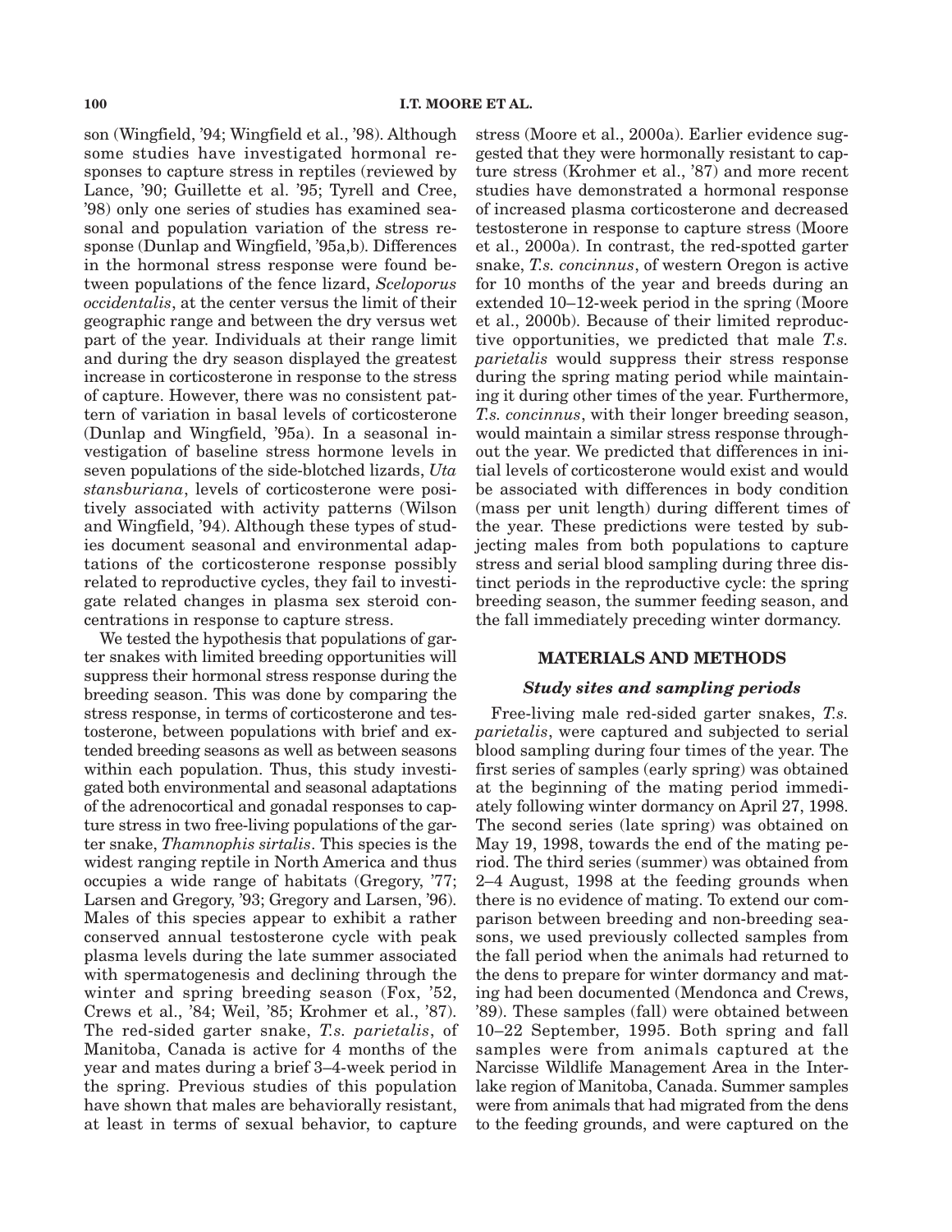son (Wingfield, '94; Wingfield et al., '98). Although some studies have investigated hormonal responses to capture stress in reptiles (reviewed by Lance, '90; Guillette et al. '95; Tyrell and Cree, '98) only one series of studies has examined seasonal and population variation of the stress response (Dunlap and Wingfield, '95a,b). Differences in the hormonal stress response were found between populations of the fence lizard, *Sceloporus occidentalis*, at the center versus the limit of their geographic range and between the dry versus wet part of the year. Individuals at their range limit and during the dry season displayed the greatest increase in corticosterone in response to the stress of capture. However, there was no consistent pattern of variation in basal levels of corticosterone (Dunlap and Wingfield, '95a). In a seasonal investigation of baseline stress hormone levels in seven populations of the side-blotched lizards, *Uta stansburiana*, levels of corticosterone were positively associated with activity patterns (Wilson and Wingfield, '94). Although these types of studies document seasonal and environmental adaptations of the corticosterone response possibly related to reproductive cycles, they fail to investigate related changes in plasma sex steroid concentrations in response to capture stress.

We tested the hypothesis that populations of garter snakes with limited breeding opportunities will suppress their hormonal stress response during the breeding season. This was done by comparing the stress response, in terms of corticosterone and testosterone, between populations with brief and extended breeding seasons as well as between seasons within each population. Thus, this study investigated both environmental and seasonal adaptations of the adrenocortical and gonadal responses to capture stress in two free-living populations of the garter snake, *Thamnophis sirtalis*. This species is the widest ranging reptile in North America and thus occupies a wide range of habitats (Gregory, '77; Larsen and Gregory, '93; Gregory and Larsen, '96). Males of this species appear to exhibit a rather conserved annual testosterone cycle with peak plasma levels during the late summer associated with spermatogenesis and declining through the winter and spring breeding season (Fox, '52, Crews et al., '84; Weil, '85; Krohmer et al., '87). The red-sided garter snake, *T.s. parietalis*, of Manitoba, Canada is active for 4 months of the year and mates during a brief 3–4-week period in the spring. Previous studies of this population have shown that males are behaviorally resistant, at least in terms of sexual behavior, to capture stress (Moore et al., 2000a). Earlier evidence suggested that they were hormonally resistant to capture stress (Krohmer et al., '87) and more recent studies have demonstrated a hormonal response of increased plasma corticosterone and decreased testosterone in response to capture stress (Moore et al., 2000a). In contrast, the red-spotted garter snake, *T.s. concinnus*, of western Oregon is active for 10 months of the year and breeds during an extended 10–12-week period in the spring (Moore et al., 2000b). Because of their limited reproductive opportunities, we predicted that male *T.s. parietalis* would suppress their stress response during the spring mating period while maintaining it during other times of the year. Furthermore, *T.s. concinnus*, with their longer breeding season, would maintain a similar stress response throughout the year. We predicted that differences in initial levels of corticosterone would exist and would be associated with differences in body condition (mass per unit length) during different times of the year. These predictions were tested by subjecting males from both populations to capture stress and serial blood sampling during three distinct periods in the reproductive cycle: the spring breeding season, the summer feeding season, and the fall immediately preceding winter dormancy.

## MATERIALS AND METHODS

### *Study sites and sampling periods*

Free-living male red-sided garter snakes, *T.s. parietalis*, were captured and subjected to serial blood sampling during four times of the year. The first series of samples (early spring) was obtained at the beginning of the mating period immediately following winter dormancy on April 27, 1998. The second series (late spring) was obtained on May 19, 1998, towards the end of the mating period. The third series (summer) was obtained from 2–4 August, 1998 at the feeding grounds when there is no evidence of mating. To extend our comparison between breeding and non-breeding seasons, we used previously collected samples from the fall period when the animals had returned to the dens to prepare for winter dormancy and mating had been documented (Mendonca and Crews, '89). These samples (fall) were obtained between 10–22 September, 1995. Both spring and fall samples were from animals captured at the Narcisse Wildlife Management Area in the Interlake region of Manitoba, Canada. Summer samples were from animals that had migrated from the dens to the feeding grounds, and were captured on the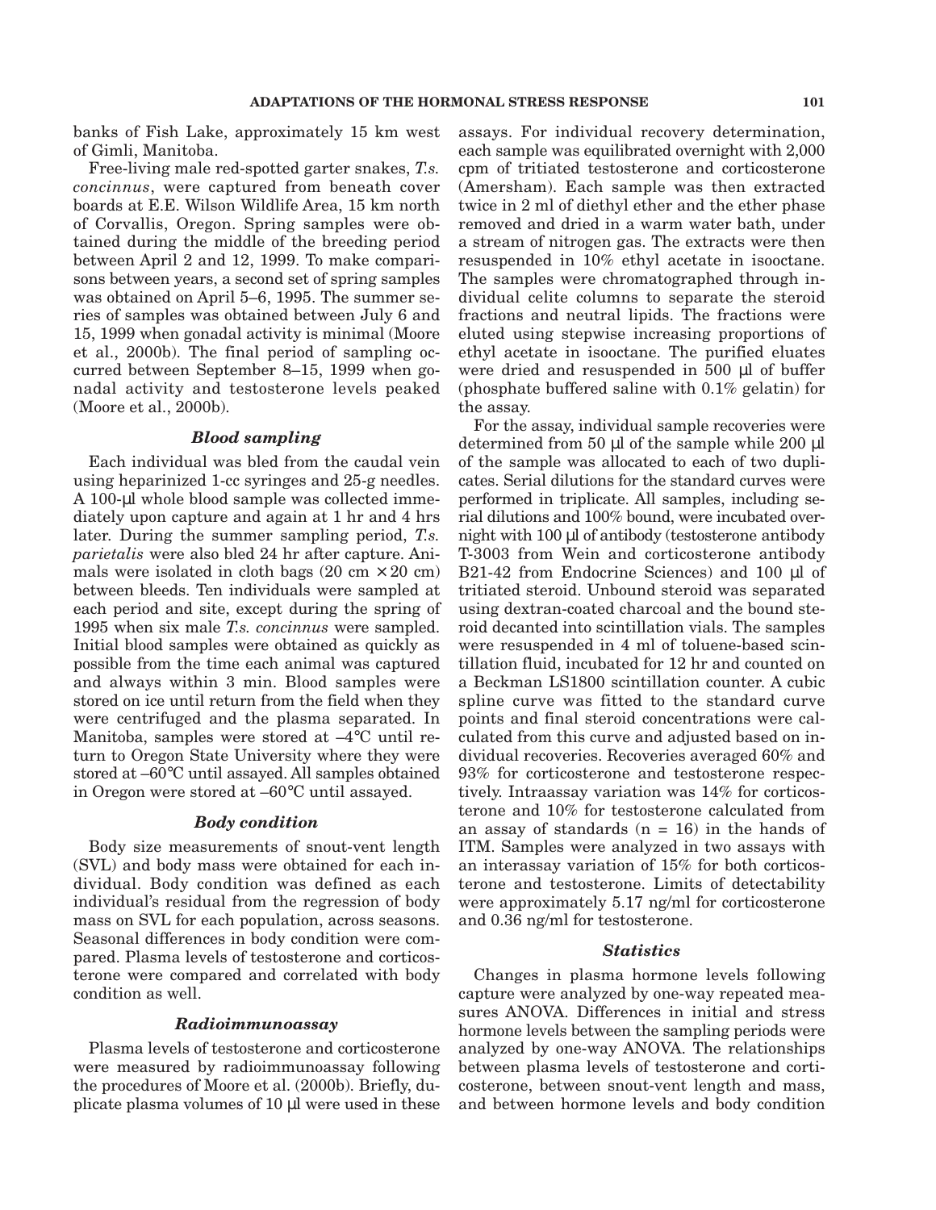banks of Fish Lake, approximately 15 km west of Gimli, Manitoba.

Free-living male red-spotted garter snakes, *T.s. concinnus*, were captured from beneath cover boards at E.E. Wilson Wildlife Area, 15 km north of Corvallis, Oregon. Spring samples were obtained during the middle of the breeding period between April 2 and 12, 1999. To make comparisons between years, a second set of spring samples was obtained on April 5–6, 1995. The summer series of samples was obtained between July 6 and 15, 1999 when gonadal activity is minimal (Moore et al., 2000b). The final period of sampling occurred between September 8–15, 1999 when gonadal activity and testosterone levels peaked (Moore et al., 2000b).

### *Blood sampling*

Each individual was bled from the caudal vein using heparinized 1-cc syringes and 25-g needles. A 100-µl whole blood sample was collected immediately upon capture and again at 1 hr and 4 hrs later. During the summer sampling period, *T.s. parietalis* were also bled 24 hr after capture. Animals were isolated in cloth bags (20 cm × 20 cm) between bleeds. Ten individuals were sampled at each period and site, except during the spring of 1995 when six male *T.s. concinnus* were sampled. Initial blood samples were obtained as quickly as possible from the time each animal was captured and always within 3 min. Blood samples were stored on ice until return from the field when they were centrifuged and the plasma separated. In Manitoba, samples were stored at –4°C until return to Oregon State University where they were stored at –60°C until assayed. All samples obtained in Oregon were stored at –60°C until assayed.

### *Body condition*

Body size measurements of snout-vent length (SVL) and body mass were obtained for each individual. Body condition was defined as each individual's residual from the regression of body mass on SVL for each population, across seasons. Seasonal differences in body condition were compared. Plasma levels of testosterone and corticosterone were compared and correlated with body condition as well.

### *Radioimmunoassay*

Plasma levels of testosterone and corticosterone were measured by radioimmunoassay following the procedures of Moore et al. (2000b). Briefly, duplicate plasma volumes of 10 µl were used in these assays. For individual recovery determination, each sample was equilibrated overnight with 2,000 cpm of tritiated testosterone and corticosterone (Amersham). Each sample was then extracted twice in 2 ml of diethyl ether and the ether phase removed and dried in a warm water bath, under a stream of nitrogen gas. The extracts were then resuspended in 10% ethyl acetate in isooctane. The samples were chromatographed through individual celite columns to separate the steroid fractions and neutral lipids. The fractions were eluted using stepwise increasing proportions of ethyl acetate in isooctane. The purified eluates were dried and resuspended in 500 µl of buffer (phosphate buffered saline with 0.1% gelatin) for the assay.

For the assay, individual sample recoveries were determined from 50 µl of the sample while 200 µl of the sample was allocated to each of two duplicates. Serial dilutions for the standard curves were performed in triplicate. All samples, including serial dilutions and 100% bound, were incubated overnight with 100 µl of antibody (testosterone antibody T-3003 from Wein and corticosterone antibody B21-42 from Endocrine Sciences) and 100 µl of tritiated steroid. Unbound steroid was separated using dextran-coated charcoal and the bound steroid decanted into scintillation vials. The samples were resuspended in 4 ml of toluene-based scintillation fluid, incubated for 12 hr and counted on a Beckman LS1800 scintillation counter. A cubic spline curve was fitted to the standard curve points and final steroid concentrations were calculated from this curve and adjusted based on individual recoveries. Recoveries averaged 60% and 93% for corticosterone and testosterone respectively. Intraassay variation was 14% for corticosterone and 10% for testosterone calculated from an assay of standards ($n = 16$) in the hands of ITM. Samples were analyzed in two assays with an interassay variation of 15% for both corticosterone and testosterone. Limits of detectability were approximately 5.17 ng/ml for corticosterone and 0.36 ng/ml for testosterone.

### *Statistics*

Changes in plasma hormone levels following capture were analyzed by one-way repeated measures ANOVA. Differences in initial and stress hormone levels between the sampling periods were analyzed by one-way ANOVA. The relationships between plasma levels of testosterone and corticosterone, between snout-vent length and mass, and between hormone levels and body condition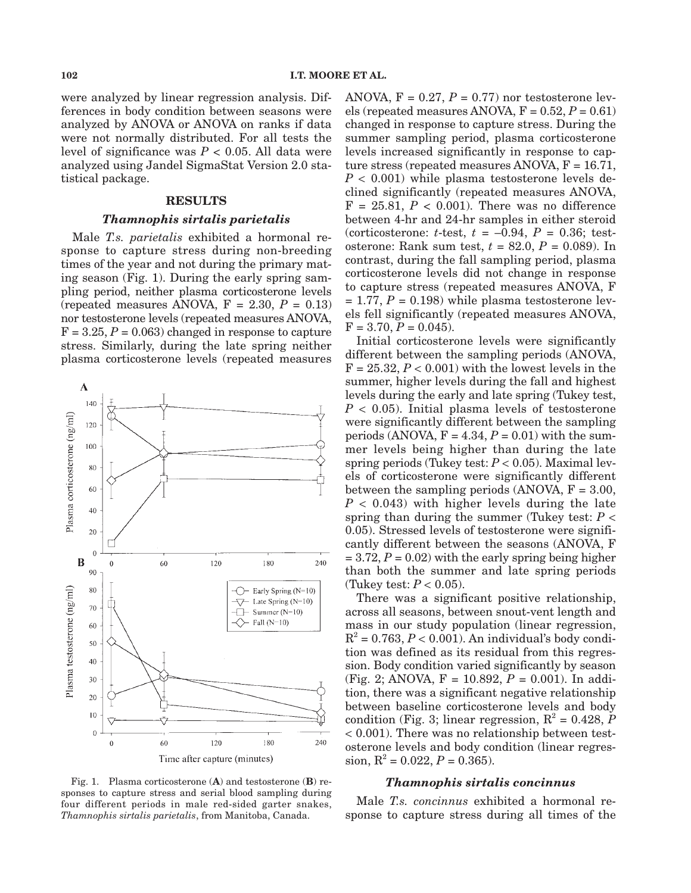were analyzed by linear regression analysis. Differences in body condition between seasons were analyzed by ANOVA or ANOVA on ranks if data were not normally distributed. For all tests the level of significance was $P < 0.05$. All data were analyzed using Jandel SigmaStat Version 2.0 statistical package.

## RESULTS

### *Thamnophis sirtalis parietalis*

Male *T.s. parietalis* exhibited a hormonal response to capture stress during non-breeding times of the year and not during the primary mating season (Fig. 1). During the early spring sampling period, neither plasma corticosterone levels (repeated measures ANOVA, $F = 2.30$, $P = 0.13$) nor testosterone levels (repeated measures ANOVA, $F = 3.25$, $P = 0.063$) changed in response to capture stress. Similarly, during the late spring neither plasma corticosterone levels (repeated measures ANOVA, $F = 0.27$, $P = 0.77$) nor testosterone levels (repeated measures ANOVA, $F = 0.52$, $P = 0.61$) changed in response to capture stress. During the summer sampling period, plasma corticosterone levels increased significantly in response to capture stress (repeated measures ANOVA, $F = 16.71$, $P < 0.001$) while plasma testosterone levels declined significantly (repeated measures ANOVA, $F = 25.81$, $P < 0.001$). There was no difference between 4-hr and 24-hr samples in either steroid (corticosterone: *t*-test, $t = -0.94$, $P = 0.36$; testosterone: Rank sum test, $t = 82.0$, $P = 0.089$). In contrast, during the fall sampling period, plasma corticosterone levels did not change in response to capture stress (repeated measures ANOVA, $F = 1.77$, $P = 0.198$) while plasma testosterone levels fell significantly (repeated measures ANOVA, $F = 3.70$, $P = 0.045$).

Initial corticosterone levels were significantly different between the sampling periods (ANOVA, $F = 25.32$, $P < 0.001$) with the lowest levels in the summer, higher levels during the fall and highest levels during the early and late spring (Tukey test, $P < 0.05$). Initial plasma levels of testosterone were significantly different between the sampling periods (ANOVA, $F = 4.34$, $P = 0.01$) with the summer levels being higher than during the late spring periods (Tukey test: $P < 0.05$). Maximal levels of corticosterone were significantly different between the sampling periods (ANOVA, $F = 3.00$, $P < 0.043$) with higher levels during the late spring than during the summer (Tukey test: $P < 0.05$). Stressed levels of testosterone were significantly different between the seasons (ANOVA, $F = 3.72$, $P = 0.02$) with the early spring being higher than both the summer and late spring periods (Tukey test: $P < 0.05$).

There was a significant positive relationship, across all seasons, between snout-vent length and mass in our study population (linear regression, $R^2 = 0.763$, $P < 0.001$). An individual's body condition was defined as its residual from this regression. Body condition varied significantly by season (Fig. 2; ANOVA, $F = 10.892$, $P = 0.001$). In addition, there was a significant negative relationship between baseline corticosterone levels and body condition (Fig. 3; linear regression, $R^2 = 0.428$, $P < 0.001$). There was no relationship between testosterone levels and body condition (linear regression, $R^2 = 0.022$, $P = 0.365$).

Fig. 1. Plasma corticosterone (**A**) and testosterone (**B**) responses to capture stress and serial blood sampling during four different periods in male red-sided garter snakes, *Thamnophis sirtalis parietalis*, from Manitoba, Canada.

### *Thamnophis sirtalis concinnus*

Male *T.s. concinnus* exhibited a hormonal response to capture stress during all times of the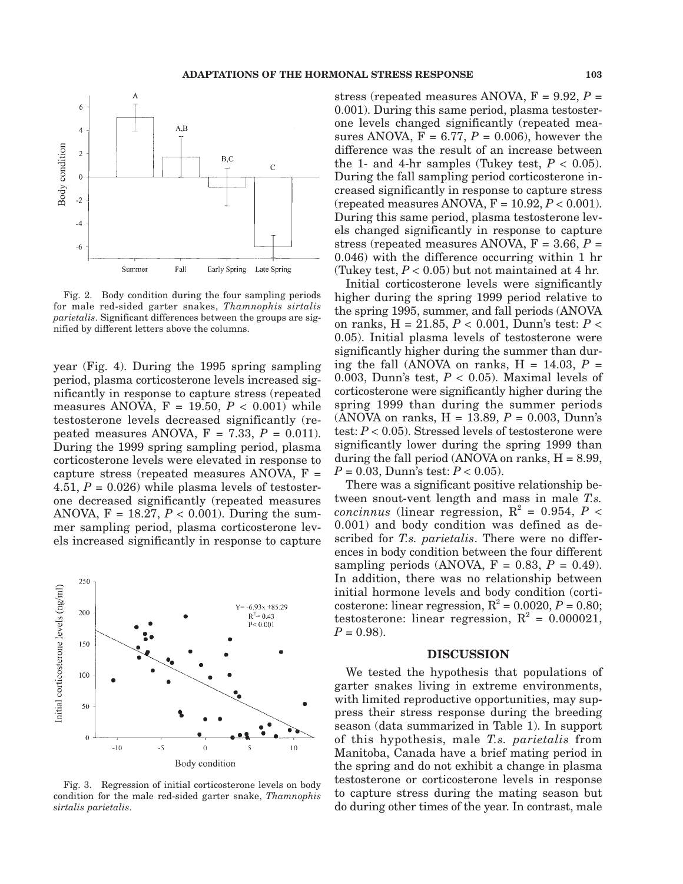Fig. 2. Body condition during the four sampling periods for male red-sided garter snakes, *Thamnophis sirtalis parietalis*. Significant differences between the groups are signified by different letters above the columns.

year (Fig. 4). During the 1995 spring sampling period, plasma corticosterone levels increased significantly in response to capture stress (repeated measures ANOVA, F = 19.50, $P < 0.001$) while testosterone levels decreased significantly (repeated measures ANOVA, F = 7.33, $P = 0.011$). During the 1999 spring sampling period, plasma corticosterone levels were elevated in response to capture stress (repeated measures ANOVA, F = 4.51, $P = 0.026$) while plasma levels of testosterone decreased significantly (repeated measures ANOVA, F = 18.27, $P < 0.001$). During the summer sampling period, plasma corticosterone levels increased significantly in response to capture stress (repeated measures ANOVA, F = 9.92, $P = 0.001$). During this same period, plasma testosterone levels changed significantly (repeated measures ANOVA, F = 6.77, $P = 0.006$), however the difference was the result of an increase between the 1- and 4-hr samples (Tukey test, $P < 0.05$). During the fall sampling period corticosterone increased significantly in response to capture stress (repeated measures ANOVA, F = 10.92, $P < 0.001$). During this same period, plasma testosterone levels changed significantly in response to capture stress (repeated measures ANOVA, F = 3.66, $P = 0.046$) with the difference occurring within 1 hr (Tukey test, $P < 0.05$) but not maintained at 4 hr.

Fig. 3. Regression of initial corticosterone levels on body condition for the male red-sided garter snake, *Thamnophis sirtalis parietalis*.

Initial corticosterone levels were significantly higher during the spring 1999 period relative to the spring 1995, summer, and fall periods (ANOVA on ranks, H = 21.85, $P < 0.001$, Dunn's test: $P < 0.05$). Initial plasma levels of testosterone were significantly higher during the summer than during the fall (ANOVA on ranks, H = 14.03, $P = 0.003$, Dunn's test, $P < 0.05$). Maximal levels of corticosterone were significantly higher during the spring 1999 than during the summer periods (ANOVA on ranks, H = 13.89, $P = 0.003$, Dunn's test: $P < 0.05$). Stressed levels of testosterone were significantly lower during the spring 1999 than during the fall period (ANOVA on ranks, H = 8.99, $P = 0.03$, Dunn's test: $P < 0.05$).

There was a significant positive relationship between snout-vent length and mass in male *T.s. concinnus* (linear regression, $R^2 = 0.954$, $P < 0.001$) and body condition was defined as described for *T.s. parietalis*. There were no differences in body condition between the four different sampling periods (ANOVA, F = 0.83, $P = 0.49$). In addition, there was no relationship between initial hormone levels and body condition (corticosterone: linear regression, $R^2 = 0.0020$, $P = 0.80$; testosterone: linear regression, $R^2 = 0.000021$, $P = 0.98$).

## DISCUSSION

We tested the hypothesis that populations of garter snakes living in extreme environments, with limited reproductive opportunities, may suppress their stress response during the breeding season (data summarized in Table 1). In support of this hypothesis, male *T.s. parietalis* from Manitoba, Canada have a brief mating period in the spring and do not exhibit a change in plasma testosterone or corticosterone levels in response to capture stress during the mating season but do during other times of the year. In contrast, male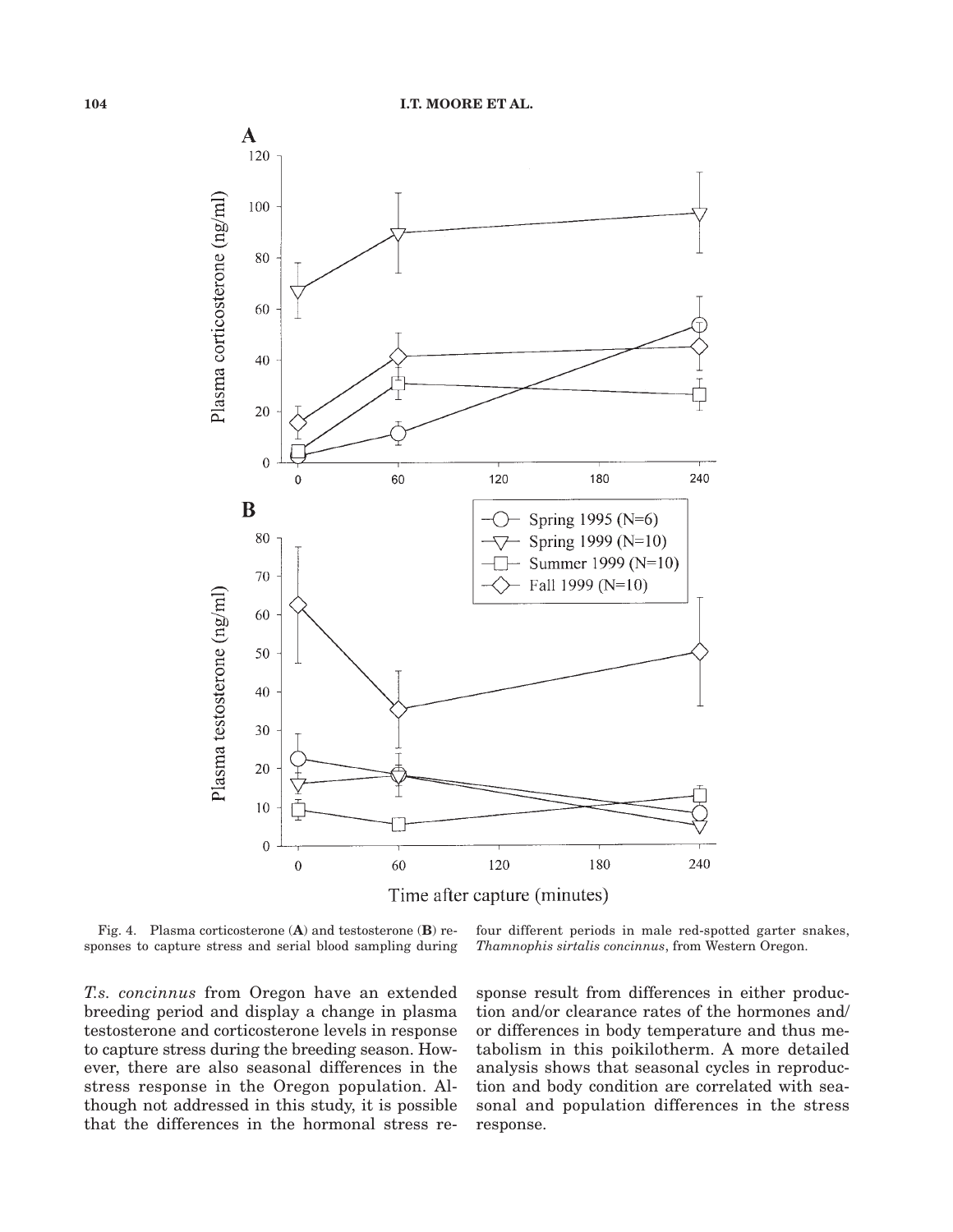Fig. 4. Plasma corticosterone (**A**) and testosterone (**B**) responses to capture stress and serial blood sampling during four different periods in male red-spotted garter snakes, *Thamnophis sirtalis concinnus*, from Western Oregon.

*T.s. concinnus* from Oregon have an extended breeding period and display a change in plasma testosterone and corticosterone levels in response to capture stress during the breeding season. However, there are also seasonal differences in the stress response in the Oregon population. Although not addressed in this study, it is possible that the differences in the hormonal stress response result from differences in either production and/or clearance rates of the hormones and/or differences in body temperature and thus metabolism in this poikilotherm. A more detailed analysis shows that seasonal cycles in reproduction and body condition are correlated with seasonal and population differences in the stress response.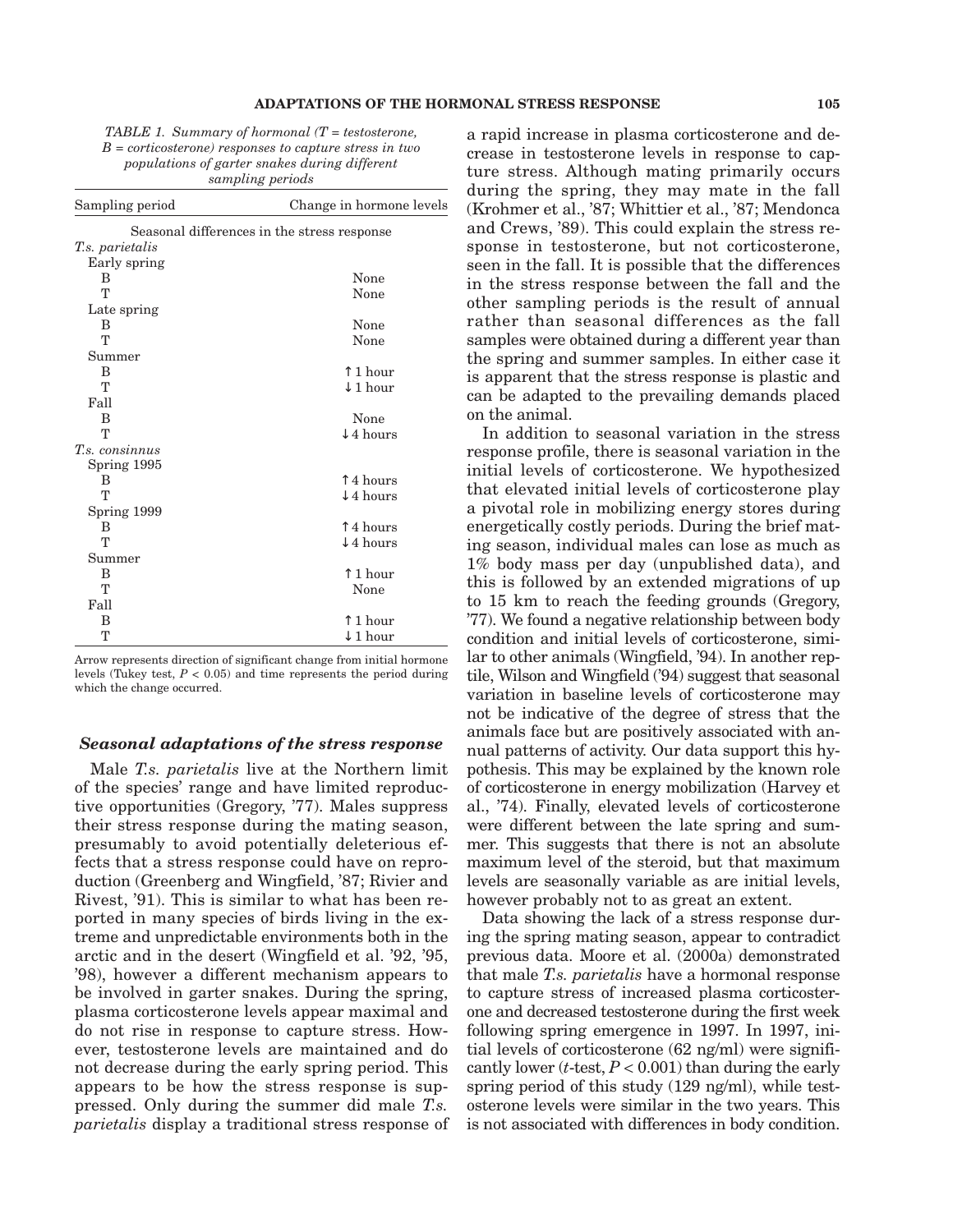*TABLE 1. Summary of hormonal (T = testosterone, B = corticosterone) responses to capture stress in two populations of garter snakes during different sampling periods*

| Sampling period | Change in hormone levels |
|---|---|
| Seasonal differences in the stress response | |
| *T.s. parietalis* | |
| Early spring | |
| B | None |
| T | None |
| Late spring | |
| B | None |
| T | None |
| Summer | |
| B | ↑ 1 hour |
| T | ↓ 1 hour |
| Fall | |
| B | None |
| T | ↓ 4 hours |
| *T.s. consinnus* | |
| Spring 1995 | |
| B | ↑ 4 hours |
| T | ↓ 4 hours |
| Spring 1999 | |
| B | ↑ 4 hours |
| T | ↓ 4 hours |
| Summer | |
| B | ↑ 1 hour |
| T | None |
| Fall | |
| B | ↑ 1 hour |
| T | ↓ 1 hour |

Arrow represents direction of significant change from initial hormone levels (Tukey test, $P < 0.05$) and time represents the period during which the change occurred.

### *Seasonal adaptations of the stress response*

Male *T.s. parietalis* live at the Northern limit of the species' range and have limited reproductive opportunities (Gregory, '77). Males suppress their stress response during the mating season, presumably to avoid potentially deleterious effects that a stress response could have on reproduction (Greenberg and Wingfield, '87; Rivier and Rivest, '91). This is similar to what has been reported in many species of birds living in the extreme and unpredictable environments both in the arctic and in the desert (Wingfield et al. '92, '95, '98), however a different mechanism appears to be involved in garter snakes. During the spring, plasma corticosterone levels appear maximal and do not rise in response to capture stress. However, testosterone levels are maintained and do not decrease during the early spring period. This appears to be how the stress response is suppressed. Only during the summer did male *T.s. parietalis* display a traditional stress response of a rapid increase in plasma corticosterone and decrease in testosterone levels in response to capture stress. Although mating primarily occurs during the spring, they may mate in the fall (Krohmer et al., '87; Whittier et al., '87; Mendonca and Crews, '89). This could explain the stress response in testosterone, but not corticosterone, seen in the fall. It is possible that the differences in the stress response between the fall and the other sampling periods is the result of annual rather than seasonal differences as the fall samples were obtained during a different year than the spring and summer samples. In either case it is apparent that the stress response is plastic and can be adapted to the prevailing demands placed on the animal.

In addition to seasonal variation in the stress response profile, there is seasonal variation in the initial levels of corticosterone. We hypothesized that elevated initial levels of corticosterone play a pivotal role in mobilizing energy stores during energetically costly periods. During the brief mating season, individual males can lose as much as 1% body mass per day (unpublished data), and this is followed by an extended migrations of up to 15 km to reach the feeding grounds (Gregory, '77). We found a negative relationship between body condition and initial levels of corticosterone, similar to other animals (Wingfield, '94). In another reptile, Wilson and Wingfield ('94) suggest that seasonal variation in baseline levels of corticosterone may not be indicative of the degree of stress that the animals face but are positively associated with annual patterns of activity. Our data support this hypothesis. This may be explained by the known role of corticosterone in energy mobilization (Harvey et al., '74). Finally, elevated levels of corticosterone were different between the late spring and summer. This suggests that there is not an absolute maximum level of the steroid, but that maximum levels are seasonally variable as are initial levels, however probably not to as great an extent.

Data showing the lack of a stress response during the spring mating season, appear to contradict previous data. Moore et al. (2000a) demonstrated that male *T.s. parietalis* have a hormonal response to capture stress of increased plasma corticosterone and decreased testosterone during the first week following spring emergence in 1997. In 1997, initial levels of corticosterone (62 ng/ml) were significantly lower (*t*-test, $P < 0.001$) than during the early spring period of this study (129 ng/ml), while testosterone levels were similar in the two years. This is not associated with differences in body condition.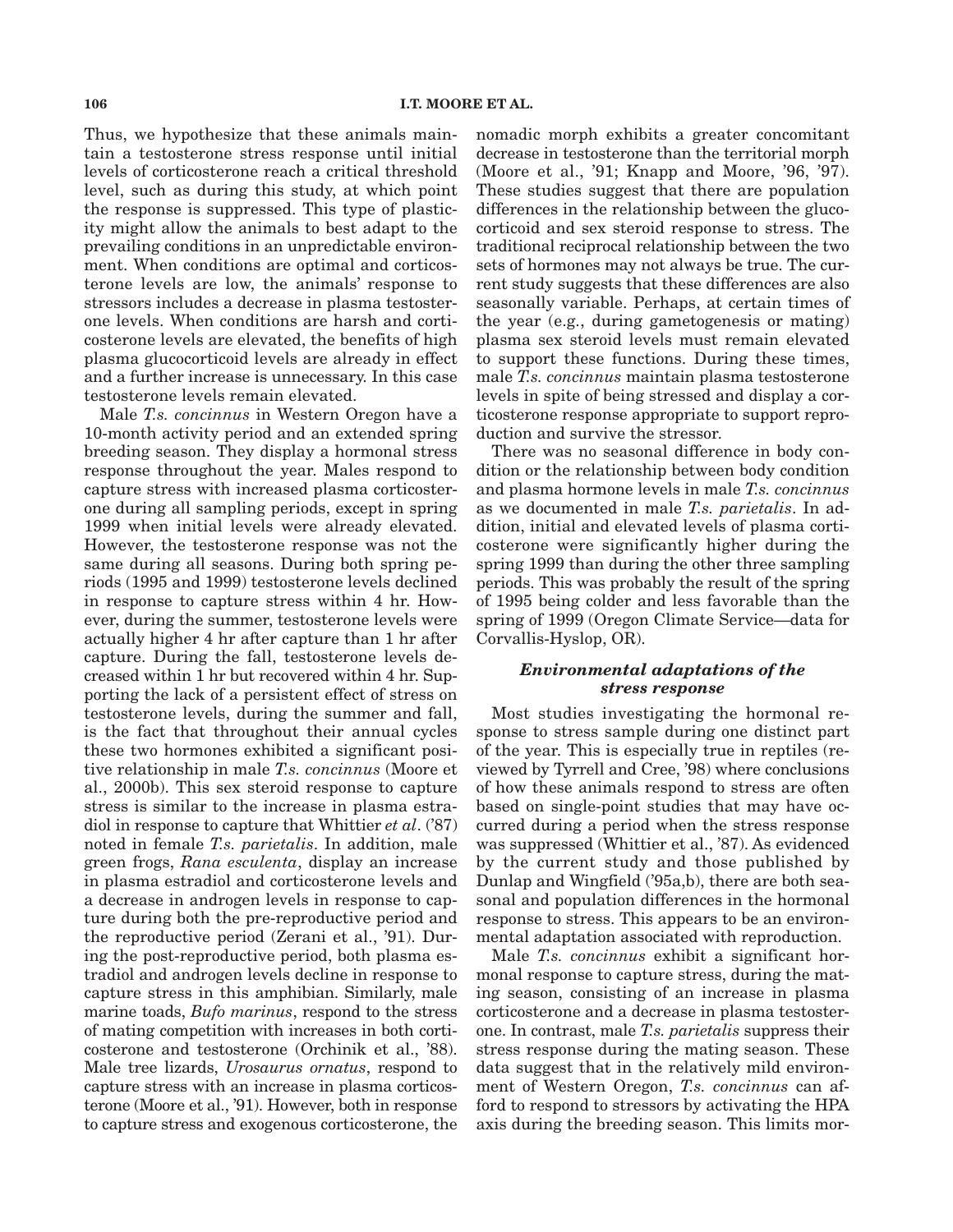Thus, we hypothesize that these animals maintain a testosterone stress response until initial levels of corticosterone reach a critical threshold level, such as during this study, at which point the response is suppressed. This type of plasticity might allow the animals to best adapt to the prevailing conditions in an unpredictable environment. When conditions are optimal and corticosterone levels are low, the animals' response to stressors includes a decrease in plasma testosterone levels. When conditions are harsh and corticosterone levels are elevated, the benefits of high plasma glucocorticoid levels are already in effect and a further increase is unnecessary. In this case testosterone levels remain elevated.

Male *T.s. concinnus* in Western Oregon have a 10-month activity period and an extended spring breeding season. They display a hormonal stress response throughout the year. Males respond to capture stress with increased plasma corticosterone during all sampling periods, except in spring 1999 when initial levels were already elevated. However, the testosterone response was not the same during all seasons. During both spring periods (1995 and 1999) testosterone levels declined in response to capture stress within 4 hr. However, during the summer, testosterone levels were actually higher 4 hr after capture than 1 hr after capture. During the fall, testosterone levels decreased within 1 hr but recovered within 4 hr. Supporting the lack of a persistent effect of stress on testosterone levels, during the summer and fall, is the fact that throughout their annual cycles these two hormones exhibited a significant positive relationship in male *T.s. concinnus* (Moore et al., 2000b). This sex steroid response to capture stress is similar to the increase in plasma estradiol in response to capture that Whittier *et al*. ('87) noted in female *T.s. parietalis*. In addition, male green frogs, *Rana esculenta*, display an increase in plasma estradiol and corticosterone levels and a decrease in androgen levels in response to capture during both the pre-reproductive period and the reproductive period (Zerani et al., '91). During the post-reproductive period, both plasma estradiol and androgen levels decline in response to capture stress in this amphibian. Similarly, male marine toads, *Bufo marinus*, respond to the stress of mating competition with increases in both corticosterone and testosterone (Orchinik et al., '88). Male tree lizards, *Urosaurus ornatus*, respond to capture stress with an increase in plasma corticosterone (Moore et al., '91). However, both in response to capture stress and exogenous corticosterone, the nomadic morph exhibits a greater concomitant decrease in testosterone than the territorial morph (Moore et al., '91; Knapp and Moore, '96, '97). These studies suggest that there are population differences in the relationship between the glucocorticoid and sex steroid response to stress. The traditional reciprocal relationship between the two sets of hormones may not always be true. The current study suggests that these differences are also seasonally variable. Perhaps, at certain times of the year (e.g., during gametogenesis or mating) plasma sex steroid levels must remain elevated to support these functions. During these times, male *T.s. concinnus* maintain plasma testosterone levels in spite of being stressed and display a corticosterone response appropriate to support reproduction and survive the stressor.

There was no seasonal difference in body condition or the relationship between body condition and plasma hormone levels in male *T.s. concinnus* as we documented in male *T.s. parietalis*. In addition, initial and elevated levels of plasma corticosterone were significantly higher during the spring 1999 than during the other three sampling periods. This was probably the result of the spring of 1995 being colder and less favorable than the spring of 1999 (Oregon Climate Service—data for Corvallis-Hyslop, OR).

### *Environmental adaptations of the stress response*

Most studies investigating the hormonal response to stress sample during one distinct part of the year. This is especially true in reptiles (reviewed by Tyrrell and Cree, '98) where conclusions of how these animals respond to stress are often based on single-point studies that may have occurred during a period when the stress response was suppressed (Whittier et al., '87). As evidenced by the current study and those published by Dunlap and Wingfield ('95a,b), there are both seasonal and population differences in the hormonal response to stress. This appears to be an environmental adaptation associated with reproduction.

Male *T.s. concinnus* exhibit a significant hormonal response to capture stress, during the mating season, consisting of an increase in plasma corticosterone and a decrease in plasma testosterone. In contrast, male *T.s. parietalis* suppress their stress response during the mating season. These data suggest that in the relatively mild environment of Western Oregon, *T.s. concinnus* can afford to respond to stressors by activating the HPA axis during the breeding season. This limits mor-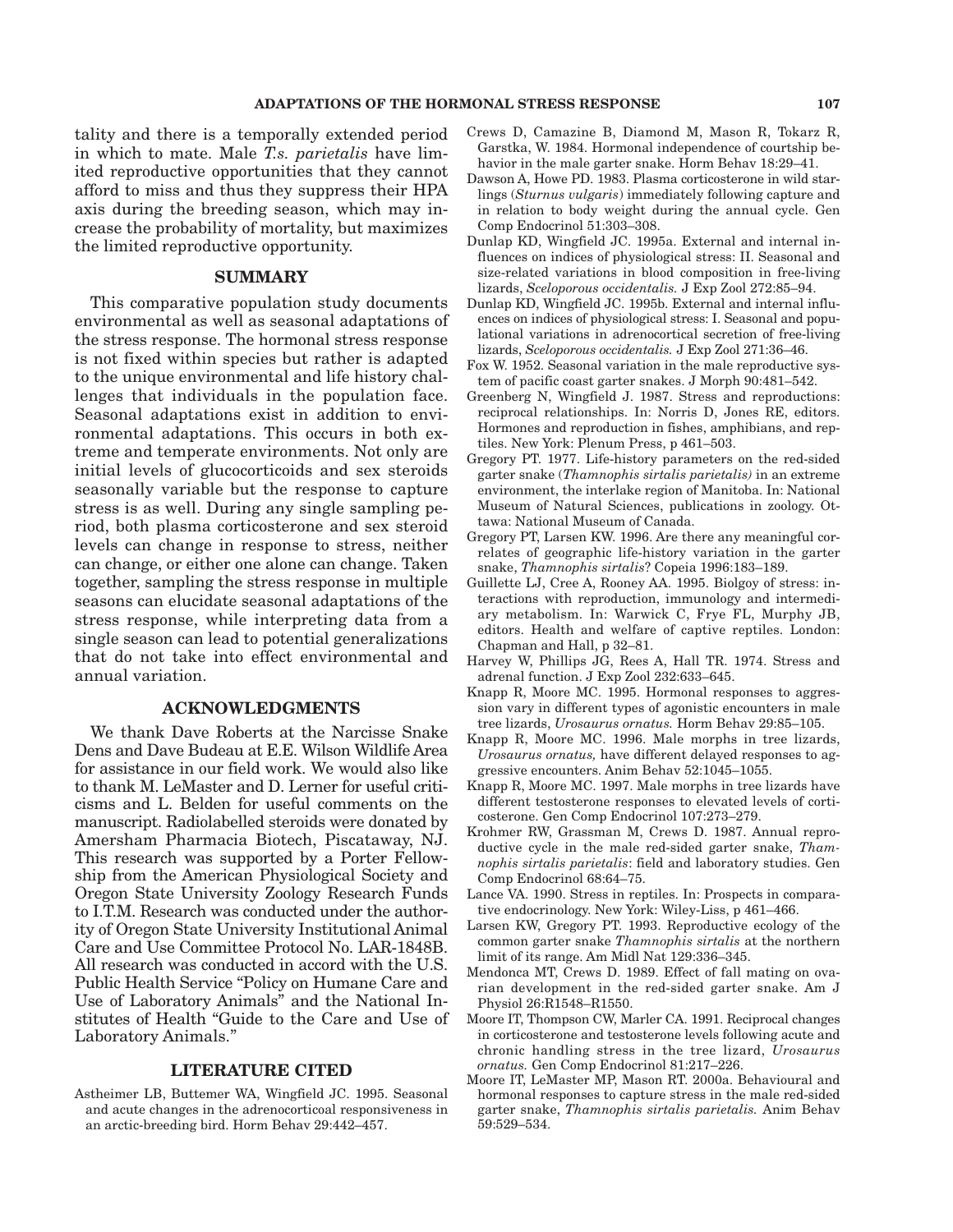tality and there is a temporally extended period in which to mate. Male *T.s. parietalis* have limited reproductive opportunities that they cannot afford to miss and thus they suppress their HPA axis during the breeding season, which may increase the probability of mortality, but maximizes the limited reproductive opportunity.

## SUMMARY

This comparative population study documents environmental as well as seasonal adaptations of the stress response. The hormonal stress response is not fixed within species but rather is adapted to the unique environmental and life history challenges that individuals in the population face. Seasonal adaptations exist in addition to environmental adaptations. This occurs in both extreme and temperate environments. Not only are initial levels of glucocorticoids and sex steroids seasonally variable but the response to capture stress is as well. During any single sampling period, both plasma corticosterone and sex steroid levels can change in response to stress, neither can change, or either one alone can change. Taken together, sampling the stress response in multiple seasons can elucidate seasonal adaptations of the stress response, while interpreting data from a single season can lead to potential generalizations that do not take into effect environmental and annual variation.

## ACKNOWLEDGMENTS

We thank Dave Roberts at the Narcisse Snake Dens and Dave Budeau at E.E. Wilson Wildlife Area for assistance in our field work. We would also like to thank M. LeMaster and D. Lerner for useful criticisms and L. Belden for useful comments on the manuscript. Radiolabelled steroids were donated by Amersham Pharmacia Biotech, Piscataway, NJ. This research was supported by a Porter Fellowship from the American Physiological Society and Oregon State University Zoology Research Funds to I.T.M. Research was conducted under the authority of Oregon State University Institutional Animal Care and Use Committee Protocol No. LAR-1848B. All research was conducted in accord with the U.S. Public Health Service "Policy on Humane Care and Use of Laboratory Animals" and the National Institutes of Health "Guide to the Care and Use of Laboratory Animals."

## LITERATURE CITED

Astheimer LB, Buttemer WA, Wingfield JC. 1995. Seasonal and acute changes in the adrenocorticoal responsiveness in an arctic-breeding bird. Horm Behav 29:442–457.

Crews D, Camazine B, Diamond M, Mason R, Tokarz R, Garstka, W. 1984. Hormonal independence of courtship behavior in the male garter snake. Horm Behav 18:29–41.

Dawson A, Howe PD. 1983. Plasma corticosterone in wild starlings (*Sturnus vulgaris*) immediately following capture and in relation to body weight during the annual cycle. Gen Comp Endocrinol 51:303–308.

Dunlap KD, Wingfield JC. 1995a. External and internal influences on indices of physiological stress: II. Seasonal and size-related variations in blood composition in free-living lizards, *Sceloporous occidentalis.* J Exp Zool 272:85–94.

Dunlap KD, Wingfield JC. 1995b. External and internal influences on indices of physiological stress: I. Seasonal and populational variations in adrenocortical secretion of free-living lizards, *Sceloporous occidentalis.* J Exp Zool 271:36–46.

Fox W. 1952. Seasonal variation in the male reproductive system of pacific coast garter snakes. J Morph 90:481–542.

Greenberg N, Wingfield J. 1987. Stress and reproductions: reciprocal relationships. In: Norris D, Jones RE, editors. Hormones and reproduction in fishes, amphibians, and reptiles. New York: Plenum Press, p 461–503.

Gregory PT. 1977. Life-history parameters on the red-sided garter snake (*Thamnophis sirtalis parietalis)* in an extreme environment, the interlake region of Manitoba. In: National Museum of Natural Sciences, publications in zoology. Ottawa: National Museum of Canada.

Gregory PT, Larsen KW. 1996. Are there any meaningful correlates of geographic life-history variation in the garter snake, *Thamnophis sirtalis*? Copeia 1996:183–189.

Guillette LJ, Cree A, Rooney AA. 1995. Biolgoy of stress: interactions with reproduction, immunology and intermediary metabolism. In: Warwick C, Frye FL, Murphy JB, editors. Health and welfare of captive reptiles. London: Chapman and Hall, p 32–81.

Harvey W, Phillips JG, Rees A, Hall TR. 1974. Stress and adrenal function. J Exp Zool 232:633–645.

Knapp R, Moore MC. 1995. Hormonal responses to aggression vary in different types of agonistic encounters in male tree lizards, *Urosaurus ornatus.* Horm Behav 29:85–105.

Knapp R, Moore MC. 1996. Male morphs in tree lizards, *Urosaurus ornatus,* have different delayed responses to aggressive encounters. Anim Behav 52:1045–1055.

Knapp R, Moore MC. 1997. Male morphs in tree lizards have different testosterone responses to elevated levels of corticosterone. Gen Comp Endocrinol 107:273–279.

Krohmer RW, Grassman M, Crews D. 1987. Annual reproductive cycle in the male red-sided garter snake, *Thamnophis sirtalis parietalis*: field and laboratory studies. Gen Comp Endocrinol 68:64–75.

Lance VA. 1990. Stress in reptiles. In: Prospects in comparative endocrinology. New York: Wiley-Liss, p 461–466.

Larsen KW, Gregory PT. 1993. Reproductive ecology of the common garter snake *Thamnophis sirtalis* at the northern limit of its range. Am Midl Nat 129:336–345.

Mendonca MT, Crews D. 1989. Effect of fall mating on ovarian development in the red-sided garter snake. Am J Physiol 26:R1548–R1550.

Moore IT, Thompson CW, Marler CA. 1991. Reciprocal changes in corticosterone and testosterone levels following acute and chronic handling stress in the tree lizard, *Urosaurus ornatus.* Gen Comp Endocrinol 81:217–226.

Moore IT, LeMaster MP, Mason RT. 2000a. Behavioural and hormonal responses to capture stress in the male red-sided garter snake, *Thamnophis sirtalis parietalis.* Anim Behav 59:529–534.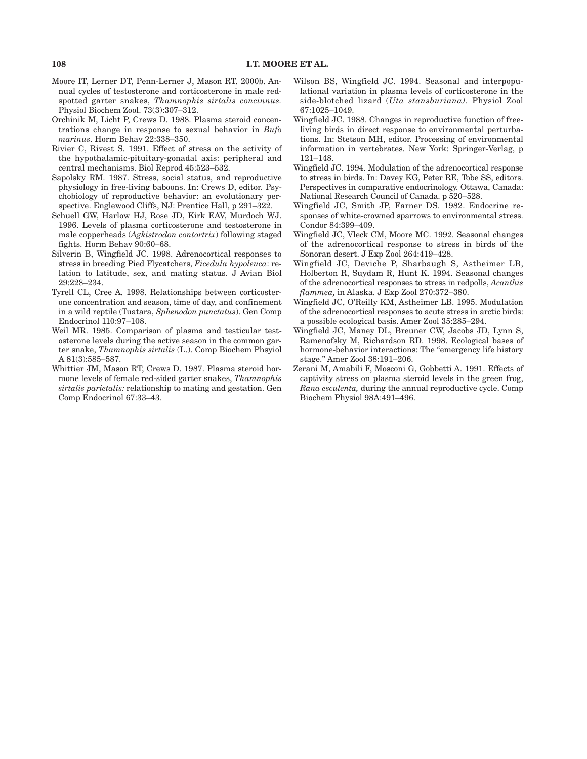Moore IT, Lerner DT, Penn-Lerner J, Mason RT. 2000b. Annual cycles of testosterone and corticosterone in male red-spotted garter snakes, *Thamnophis sirtalis concinnus.* Physiol Biochem Zool. 73(3):307–312.

Orchinik M, Licht P, Crews D. 1988. Plasma steroid concentrations change in response to sexual behavior in *Bufo marinus*. Horm Behav 22:338–350.

Rivier C, Rivest S. 1991. Effect of stress on the activity of the hypothalamic-pituitary-gonadal axis: peripheral and central mechanisms. Biol Reprod 45:523–532.

Sapolsky RM. 1987. Stress, social status, and reproductive physiology in free-living baboons. In: Crews D, editor. Psychobiology of reproductive behavior: an evolutionary perspective. Englewood Cliffs, NJ: Prentice Hall, p 291–322.

Schuell GW, Harlow HJ, Rose JD, Kirk EAV, Murdoch WJ. 1996. Levels of plasma corticosterone and testosterone in male copperheads (*Agkistrodon contortrix*) following staged fights. Horm Behav 90:60–68.

Silverin B, Wingfield JC. 1998. Adrenocortical responses to stress in breeding Pied Flycatchers, *Ficedula hypoleuca*: relation to latitude, sex, and mating status. J Avian Biol 29:228–234.

Tyrell CL, Cree A. 1998. Relationships between corticosterone concentration and season, time of day, and confinement in a wild reptile (Tuatara, *Sphenodon punctatus*). Gen Comp Endocrinol 110:97–108.

Weil MR. 1985. Comparison of plasma and testicular testosterone levels during the active season in the common garter snake, *Thamnophis sirtalis* (L.). Comp Biochem Phsyiol A 81(3):585–587.

Whittier JM, Mason RT, Crews D. 1987. Plasma steroid hormone levels of female red-sided garter snakes, *Thamnophis sirtalis parietalis:* relationship to mating and gestation. Gen Comp Endocrinol 67:33–43.

Wilson BS, Wingfield JC. 1994. Seasonal and interpopulational variation in plasma levels of corticosterone in the side-blotched lizard (*Uta stansburiana)*. Physiol Zool 67:1025–1049.

Wingfield JC. 1988. Changes in reproductive function of free-living birds in direct response to environmental perturbations. In: Stetson MH, editor. Processing of environmental information in vertebrates. New York: Springer-Verlag, p 121–148.

Wingfield JC. 1994. Modulation of the adrenocortical response to stress in birds. In: Davey KG, Peter RE, Tobe SS, editors. Perspectives in comparative endocrinology. Ottawa, Canada: National Research Council of Canada. p 520–528.

Wingfield JC, Smith JP, Farner DS. 1982. Endocrine responses of white-crowned sparrows to environmental stress. Condor 84:399–409.

Wingfield JC, Vleck CM, Moore MC. 1992. Seasonal changes of the adrenocortical response to stress in birds of the Sonoran desert. J Exp Zool 264:419–428.

Wingfield JC, Deviche P, Sharbaugh S, Astheimer LB, Holberton R, Suydam R, Hunt K. 1994. Seasonal changes of the adrenocortical responses to stress in redpolls, *Acanthis flammea,* in Alaska. J Exp Zool 270:372–380.

Wingfield JC, O'Reilly KM, Astheimer LB. 1995. Modulation of the adrenocortical responses to acute stress in arctic birds: a possible ecological basis. Amer Zool 35:285–294.

Wingfield JC, Maney DL, Breuner CW, Jacobs JD, Lynn S, Ramenofsky M, Richardson RD. 1998. Ecological bases of hormone-behavior interactions: The "emergency life history stage." Amer Zool 38:191–206.

Zerani M, Amabili F, Mosconi G, Gobbetti A. 1991. Effects of captivity stress on plasma steroid levels in the green frog, *Rana esculenta,* during the annual reproductive cycle. Comp Biochem Physiol 98A:491–496.